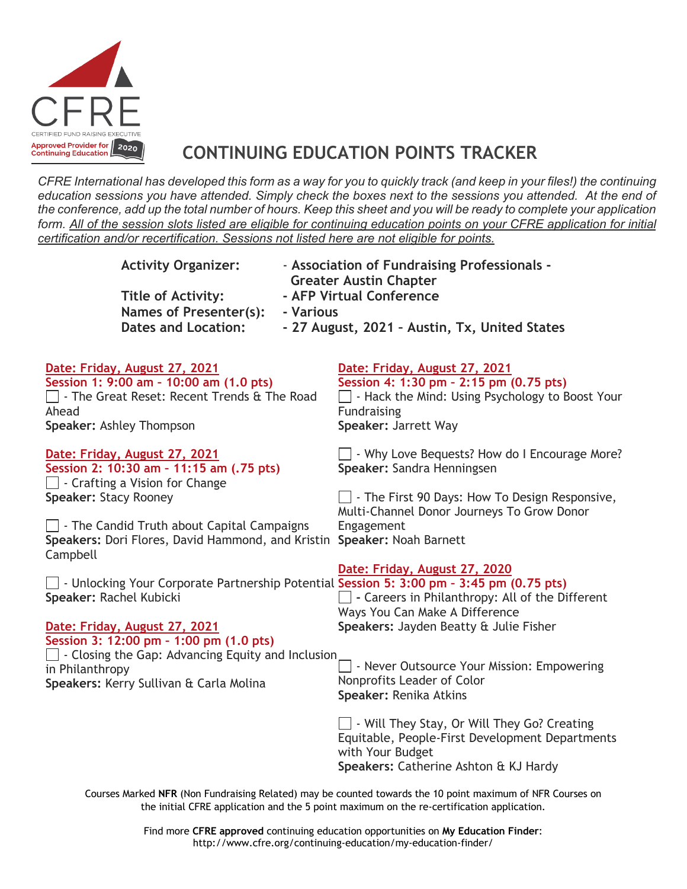CFRE

CERTIFIED FUND RAISING EXECUTIVE

Approved Provider for Continuing Education 2020

# CONTINUING EDUCATION POINTS TRACKER

*CFRE International has developed this form as a way for you to quickly track (and keep in your files!) the continuing education sessions you have attended. Simply check the boxes next to the sessions you attended. At the end of the conference, add up the total number of hours. Keep this sheet and you will be ready to complete your application form. <u>All of the session slots listed are eligible for continuing education points on your CFRE application for initial certification and/or recertification. Sessions not listed here are not eligible for points.</u>*

**Activity Organizer:** - **Association of Fundraising Professionals - Greater Austin Chapter**
**Title of Activity:** - **AFP Virtual Conference**
**Names of Presenter(s):** - **Various**
**Dates and Location:** - **27 August, 2021 – Austin, Tx, United States**

**Date: Friday, August 27, 2021**
**Session 1: 9:00 am – 10:00 am (1.0 pts)**

☐ - The Great Reset: Recent Trends & The Road Ahead
**Speaker:** Ashley Thompson

**Date: Friday, August 27, 2021**
**Session 2: 10:30 am – 11:15 am (.75 pts)**

☐ - Crafting a Vision for Change
**Speaker:** Stacy Rooney

☐ - The Candid Truth about Capital Campaigns
**Speakers:** Dori Flores, David Hammond, and Kristin Campbell

☐ - Unlocking Your Corporate Partnership Potential
**Speaker:** Rachel Kubicki

**Date: Friday, August 27, 2021**
**Session 3: 12:00 pm – 1:00 pm (1.0 pts)**

☐ - Closing the Gap: Advancing Equity and Inclusion in Philanthropy
**Speakers:** Kerry Sullivan & Carla Molina

**Date: Friday, August 27, 2021**
**Session 4: 1:30 pm – 2:15 pm (0.75 pts)**

☐ - Hack the Mind: Using Psychology to Boost Your Fundraising
**Speaker:** Jarrett Way

☐ - Why Love Bequests? How do I Encourage More?
**Speaker:** Sandra Henningsen

☐ - The First 90 Days: How To Design Responsive, Multi-Channel Donor Journeys To Grow Donor Engagement
**Speaker:** Noah Barnett

**Date: Friday, August 27, 2020**
**Session 5: 3:00 pm – 3:45 pm (0.75 pts)**

☐ - Careers in Philanthropy: All of the Different Ways You Can Make A Difference
**Speakers:** Jayden Beatty & Julie Fisher

☐ - Never Outsource Your Mission: Empowering Nonprofits Leader of Color
**Speaker:** Renika Atkins

☐ - Will They Stay, Or Will They Go? Creating Equitable, People-First Development Departments with Your Budget
**Speakers:** Catherine Ashton & KJ Hardy

Courses Marked **NFR** (Non Fundraising Related) may be counted towards the 10 point maximum of NFR Courses on the initial CFRE application and the 5 point maximum on the re-certification application.

Find more **CFRE approved** continuing education opportunities on **My Education Finder**:
http://www.cfre.org/continuing-education/my-education-finder/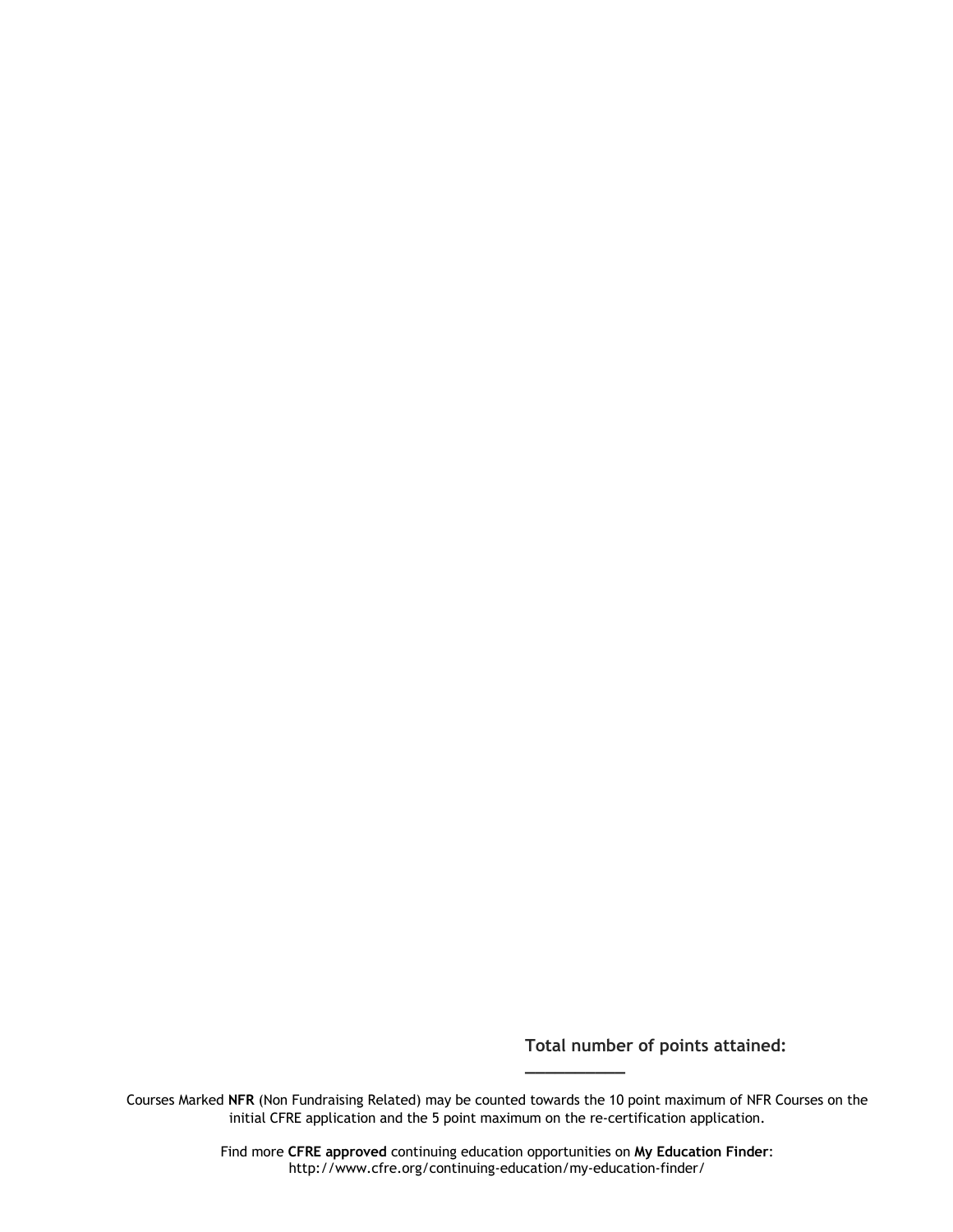**Total number of points attained: ____________**

Courses Marked **NFR** (Non Fundraising Related) may be counted towards the 10 point maximum of NFR Courses on the initial CFRE application and the 5 point maximum on the re-certification application.

Find more **CFRE approved** continuing education opportunities on **My Education Finder**: http://www.cfre.org/continuing-education/my-education-finder/